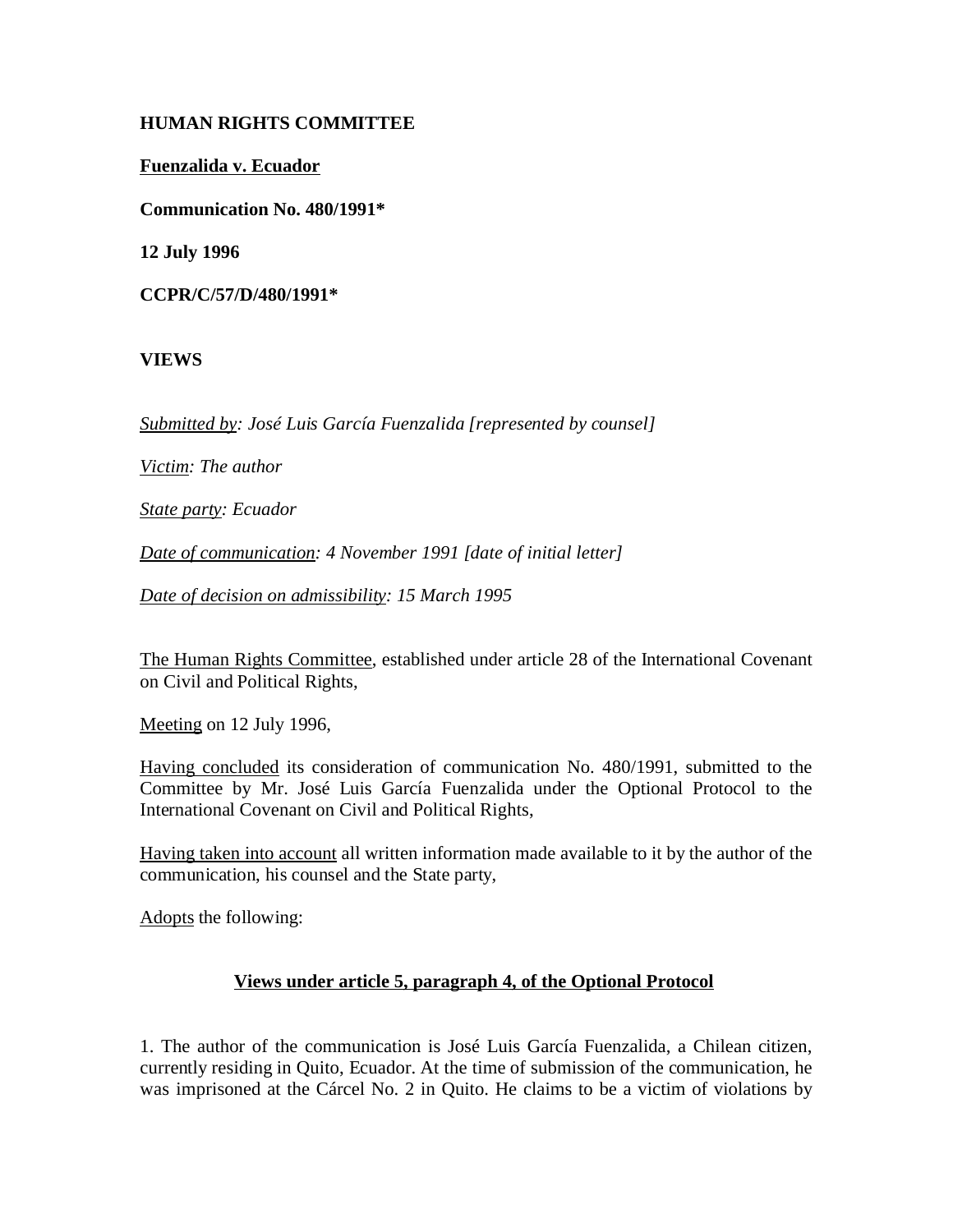**HUMAN RIGHTS COMMITTEE**

**Fuenzalida v. Ecuador**

**Communication No. 480/1991***

**12 July 1996**

**CCPR/C/57/D/480/1991***

**VIEWS**

*Submitted by: José Luis García Fuenzalida [represented by counsel]*

*Victim: The author*

*State party: Ecuador*

*Date of communication: 4 November 1991 [date of initial letter]*

*Date of decision on admissibility: 15 March 1995*

The Human Rights Committee, established under article 28 of the International Covenant on Civil and Political Rights,

Meeting on 12 July 1996,

Having concluded its consideration of communication No. 480/1991, submitted to the Committee by Mr. José Luis García Fuenzalida under the Optional Protocol to the International Covenant on Civil and Political Rights,

Having taken into account all written information made available to it by the author of the communication, his counsel and the State party,

Adopts the following:

**Views under article 5, paragraph 4, of the Optional Protocol**

1. The author of the communication is José Luis García Fuenzalida, a Chilean citizen, currently residing in Quito, Ecuador. At the time of submission of the communication, he was imprisoned at the Cárcel No. 2 in Quito. He claims to be a victim of violations by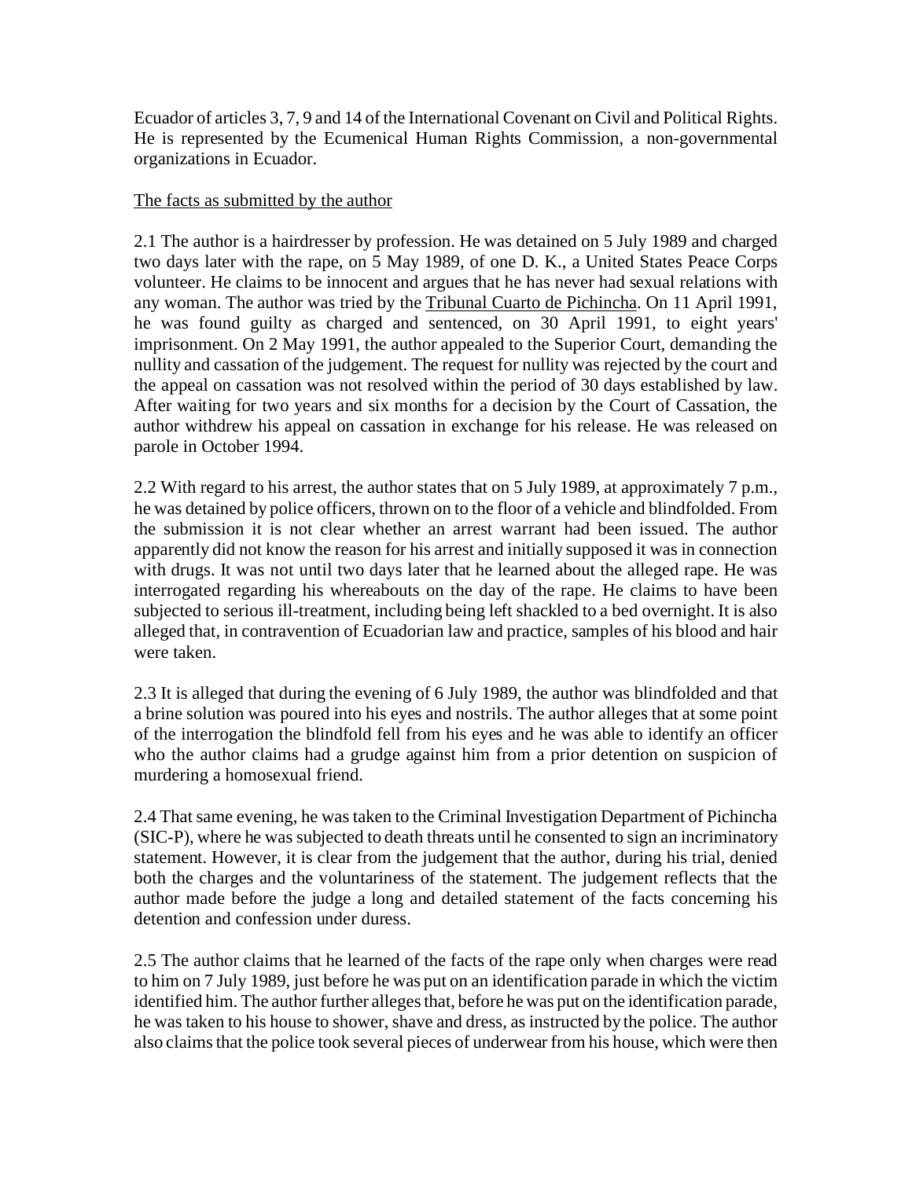Ecuador of articles 3, 7, 9 and 14 of the International Covenant on Civil and Political Rights. He is represented by the Ecumenical Human Rights Commission, a non-governmental organizations in Ecuador.

The facts as submitted by the author

2.1 The author is a hairdresser by profession. He was detained on 5 July 1989 and charged two days later with the rape, on 5 May 1989, of one D. K., a United States Peace Corps volunteer. He claims to be innocent and argues that he has never had sexual relations with any woman. The author was tried by the Tribunal Cuarto de Pichincha. On 11 April 1991, he was found guilty as charged and sentenced, on 30 April 1991, to eight years' imprisonment. On 2 May 1991, the author appealed to the Superior Court, demanding the nullity and cassation of the judgement. The request for nullity was rejected by the court and the appeal on cassation was not resolved within the period of 30 days established by law. After waiting for two years and six months for a decision by the Court of Cassation, the author withdrew his appeal on cassation in exchange for his release. He was released on parole in October 1994.

2.2 With regard to his arrest, the author states that on 5 July 1989, at approximately 7 p.m., he was detained by police officers, thrown on to the floor of a vehicle and blindfolded. From the submission it is not clear whether an arrest warrant had been issued. The author apparently did not know the reason for his arrest and initially supposed it was in connection with drugs. It was not until two days later that he learned about the alleged rape. He was interrogated regarding his whereabouts on the day of the rape. He claims to have been subjected to serious ill-treatment, including being left shackled to a bed overnight. It is also alleged that, in contravention of Ecuadorian law and practice, samples of his blood and hair were taken.

2.3 It is alleged that during the evening of 6 July 1989, the author was blindfolded and that a brine solution was poured into his eyes and nostrils. The author alleges that at some point of the interrogation the blindfold fell from his eyes and he was able to identify an officer who the author claims had a grudge against him from a prior detention on suspicion of murdering a homosexual friend.

2.4 That same evening, he was taken to the Criminal Investigation Department of Pichincha (SIC-P), where he was subjected to death threats until he consented to sign an incriminatory statement. However, it is clear from the judgement that the author, during his trial, denied both the charges and the voluntariness of the statement. The judgement reflects that the author made before the judge a long and detailed statement of the facts concerning his detention and confession under duress.

2.5 The author claims that he learned of the facts of the rape only when charges were read to him on 7 July 1989, just before he was put on an identification parade in which the victim identified him. The author further alleges that, before he was put on the identification parade, he was taken to his house to shower, shave and dress, as instructed by the police. The author also claims that the police took several pieces of underwear from his house, which were then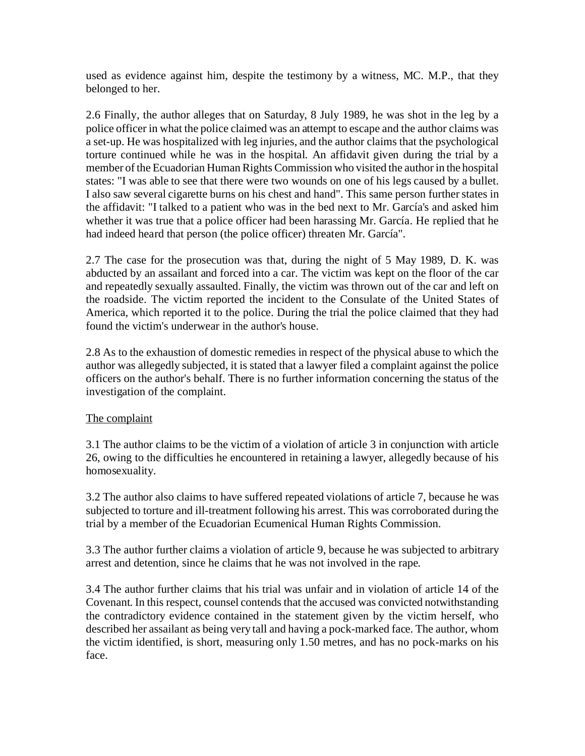used as evidence against him, despite the testimony by a witness, MC. M.P., that they belonged to her.

2.6 Finally, the author alleges that on Saturday, 8 July 1989, he was shot in the leg by a police officer in what the police claimed was an attempt to escape and the author claims was a set-up. He was hospitalized with leg injuries, and the author claims that the psychological torture continued while he was in the hospital. An affidavit given during the trial by a member of the Ecuadorian Human Rights Commission who visited the author in the hospital states: "I was able to see that there were two wounds on one of his legs caused by a bullet. I also saw several cigarette burns on his chest and hand". This same person further states in the affidavit: "I talked to a patient who was in the bed next to Mr. García's and asked him whether it was true that a police officer had been harassing Mr. García. He replied that he had indeed heard that person (the police officer) threaten Mr. García".

2.7 The case for the prosecution was that, during the night of 5 May 1989, D. K. was abducted by an assailant and forced into a car. The victim was kept on the floor of the car and repeatedly sexually assaulted. Finally, the victim was thrown out of the car and left on the roadside. The victim reported the incident to the Consulate of the United States of America, which reported it to the police. During the trial the police claimed that they had found the victim's underwear in the author's house.

2.8 As to the exhaustion of domestic remedies in respect of the physical abuse to which the author was allegedly subjected, it is stated that a lawyer filed a complaint against the police officers on the author's behalf. There is no further information concerning the status of the investigation of the complaint.

The complaint

3.1 The author claims to be the victim of a violation of article 3 in conjunction with article 26, owing to the difficulties he encountered in retaining a lawyer, allegedly because of his homosexuality.

3.2 The author also claims to have suffered repeated violations of article 7, because he was subjected to torture and ill-treatment following his arrest. This was corroborated during the trial by a member of the Ecuadorian Ecumenical Human Rights Commission.

3.3 The author further claims a violation of article 9, because he was subjected to arbitrary arrest and detention, since he claims that he was not involved in the rape.

3.4 The author further claims that his trial was unfair and in violation of article 14 of the Covenant. In this respect, counsel contends that the accused was convicted notwithstanding the contradictory evidence contained in the statement given by the victim herself, who described her assailant as being very tall and having a pock-marked face. The author, whom the victim identified, is short, measuring only 1.50 metres, and has no pock-marks on his face.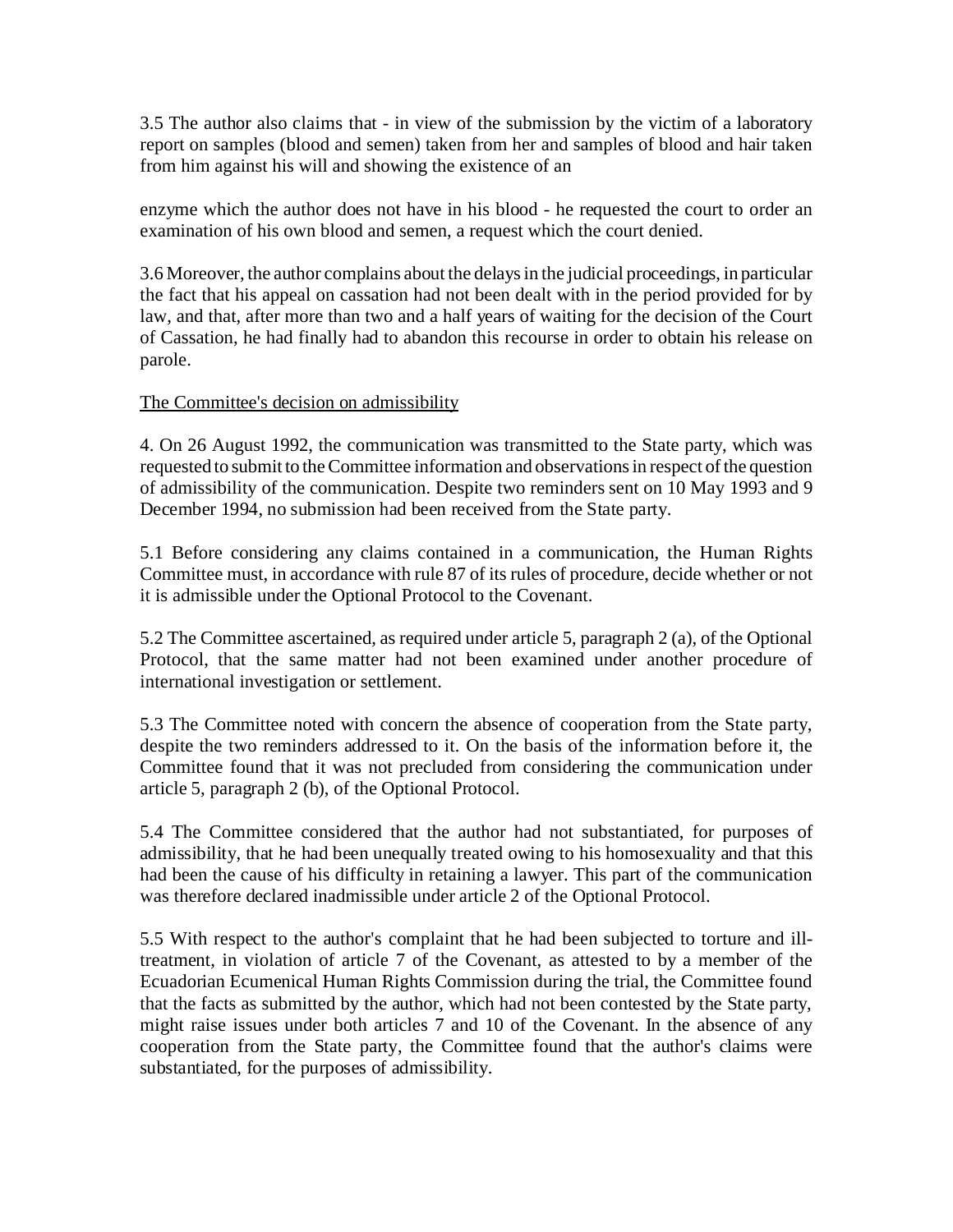3.5 The author also claims that - in view of the submission by the victim of a laboratory report on samples (blood and semen) taken from her and samples of blood and hair taken from him against his will and showing the existence of an

enzyme which the author does not have in his blood - he requested the court to order an examination of his own blood and semen, a request which the court denied.

3.6 Moreover, the author complains about the delays in the judicial proceedings, in particular the fact that his appeal on cassation had not been dealt with in the period provided for by law, and that, after more than two and a half years of waiting for the decision of the Court of Cassation, he had finally had to abandon this recourse in order to obtain his release on parole.

The Committee's decision on admissibility

4. On 26 August 1992, the communication was transmitted to the State party, which was requested to submit to the Committee information and observations in respect of the question of admissibility of the communication. Despite two reminders sent on 10 May 1993 and 9 December 1994, no submission had been received from the State party.

5.1 Before considering any claims contained in a communication, the Human Rights Committee must, in accordance with rule 87 of its rules of procedure, decide whether or not it is admissible under the Optional Protocol to the Covenant.

5.2 The Committee ascertained, as required under article 5, paragraph 2 (a), of the Optional Protocol, that the same matter had not been examined under another procedure of international investigation or settlement.

5.3 The Committee noted with concern the absence of cooperation from the State party, despite the two reminders addressed to it. On the basis of the information before it, the Committee found that it was not precluded from considering the communication under article 5, paragraph 2 (b), of the Optional Protocol.

5.4 The Committee considered that the author had not substantiated, for purposes of admissibility, that he had been unequally treated owing to his homosexuality and that this had been the cause of his difficulty in retaining a lawyer. This part of the communication was therefore declared inadmissible under article 2 of the Optional Protocol.

5.5 With respect to the author's complaint that he had been subjected to torture and ill-treatment, in violation of article 7 of the Covenant, as attested to by a member of the Ecuadorian Ecumenical Human Rights Commission during the trial, the Committee found that the facts as submitted by the author, which had not been contested by the State party, might raise issues under both articles 7 and 10 of the Covenant. In the absence of any cooperation from the State party, the Committee found that the author's claims were substantiated, for the purposes of admissibility.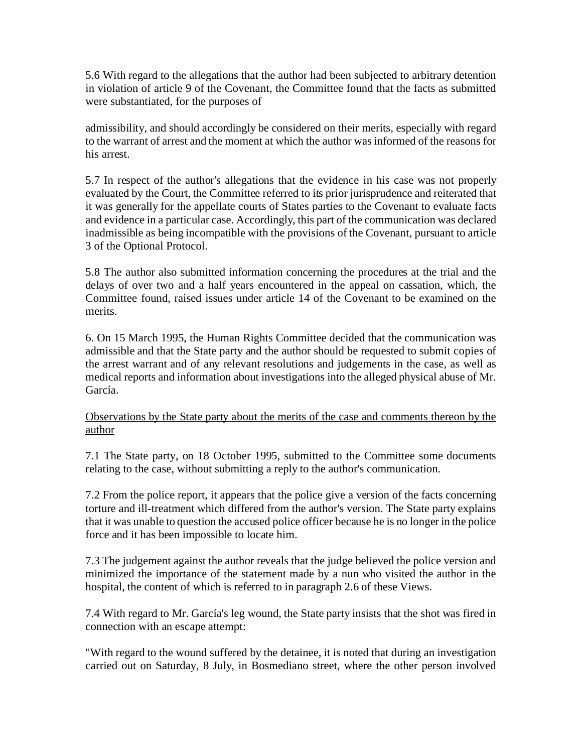5.6 With regard to the allegations that the author had been subjected to arbitrary detention in violation of article 9 of the Covenant, the Committee found that the facts as submitted were substantiated, for the purposes of admissibility, and should accordingly be considered on their merits, especially with regard to the warrant of arrest and the moment at which the author was informed of the reasons for his arrest.

5.7 In respect of the author's allegations that the evidence in his case was not properly evaluated by the Court, the Committee referred to its prior jurisprudence and reiterated that it was generally for the appellate courts of States parties to the Covenant to evaluate facts and evidence in a particular case. Accordingly, this part of the communication was declared inadmissible as being incompatible with the provisions of the Covenant, pursuant to article 3 of the Optional Protocol.

5.8 The author also submitted information concerning the procedures at the trial and the delays of over two and a half years encountered in the appeal on cassation, which, the Committee found, raised issues under article 14 of the Covenant to be examined on the merits.

6. On 15 March 1995, the Human Rights Committee decided that the communication was admissible and that the State party and the author should be requested to submit copies of the arrest warrant and of any relevant resolutions and judgements in the case, as well as medical reports and information about investigations into the alleged physical abuse of Mr. García.

## Observations by the State party about the merits of the case and comments thereon by the author

7.1 The State party, on 18 October 1995, submitted to the Committee some documents relating to the case, without submitting a reply to the author's communication.

7.2 From the police report, it appears that the police give a version of the facts concerning torture and ill-treatment which differed from the author's version. The State party explains that it was unable to question the accused police officer because he is no longer in the police force and it has been impossible to locate him.

7.3 The judgement against the author reveals that the judge believed the police version and minimized the importance of the statement made by a nun who visited the author in the hospital, the content of which is referred to in paragraph 2.6 of these Views.

7.4 With regard to Mr. García's leg wound, the State party insists that the shot was fired in connection with an escape attempt:

"With regard to the wound suffered by the detainee, it is noted that during an investigation carried out on Saturday, 8 July, in Bosmediano street, where the other person involved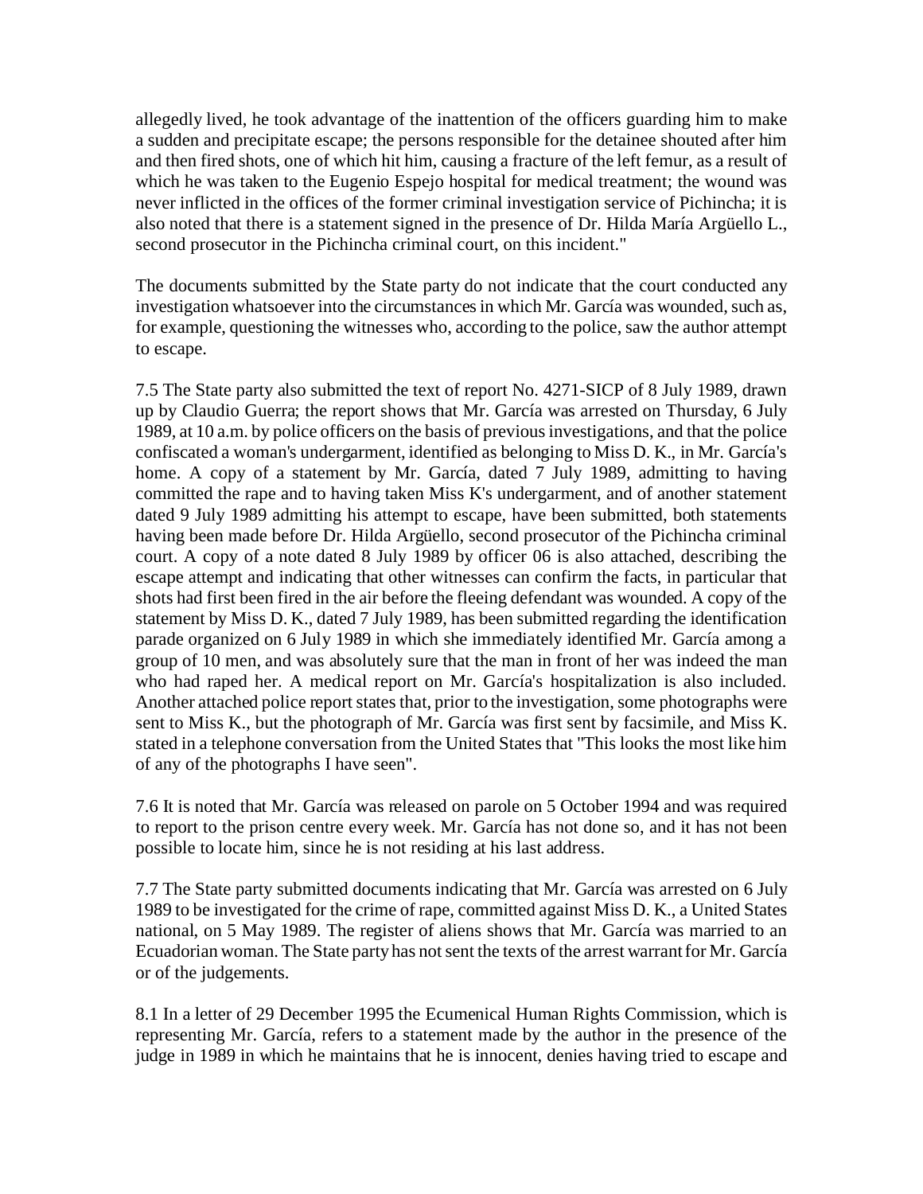allegedly lived, he took advantage of the inattention of the officers guarding him to make a sudden and precipitate escape; the persons responsible for the detainee shouted after him and then fired shots, one of which hit him, causing a fracture of the left femur, as a result of which he was taken to the Eugenio Espejo hospital for medical treatment; the wound was never inflicted in the offices of the former criminal investigation service of Pichincha; it is also noted that there is a statement signed in the presence of Dr. Hilda María Argüello L., second prosecutor in the Pichincha criminal court, on this incident."

The documents submitted by the State party do not indicate that the court conducted any investigation whatsoever into the circumstances in which Mr. García was wounded, such as, for example, questioning the witnesses who, according to the police, saw the author attempt to escape.

7.5 The State party also submitted the text of report No. 4271-SICP of 8 July 1989, drawn up by Claudio Guerra; the report shows that Mr. García was arrested on Thursday, 6 July 1989, at 10 a.m. by police officers on the basis of previous investigations, and that the police confiscated a woman's undergarment, identified as belonging to Miss D. K., in Mr. García's home. A copy of a statement by Mr. García, dated 7 July 1989, admitting to having committed the rape and to having taken Miss K's undergarment, and of another statement dated 9 July 1989 admitting his attempt to escape, have been submitted, both statements having been made before Dr. Hilda Argüello, second prosecutor of the Pichincha criminal court. A copy of a note dated 8 July 1989 by officer 06 is also attached, describing the escape attempt and indicating that other witnesses can confirm the facts, in particular that shots had first been fired in the air before the fleeing defendant was wounded. A copy of the statement by Miss D. K., dated 7 July 1989, has been submitted regarding the identification parade organized on 6 July 1989 in which she immediately identified Mr. García among a group of 10 men, and was absolutely sure that the man in front of her was indeed the man who had raped her. A medical report on Mr. García's hospitalization is also included. Another attached police report states that, prior to the investigation, some photographs were sent to Miss K., but the photograph of Mr. García was first sent by facsimile, and Miss K. stated in a telephone conversation from the United States that "This looks the most like him of any of the photographs I have seen".

7.6 It is noted that Mr. García was released on parole on 5 October 1994 and was required to report to the prison centre every week. Mr. García has not done so, and it has not been possible to locate him, since he is not residing at his last address.

7.7 The State party submitted documents indicating that Mr. García was arrested on 6 July 1989 to be investigated for the crime of rape, committed against Miss D. K., a United States national, on 5 May 1989. The register of aliens shows that Mr. García was married to an Ecuadorian woman. The State party has not sent the texts of the arrest warrant for Mr. García or of the judgements.

8.1 In a letter of 29 December 1995 the Ecumenical Human Rights Commission, which is representing Mr. García, refers to a statement made by the author in the presence of the judge in 1989 in which he maintains that he is innocent, denies having tried to escape and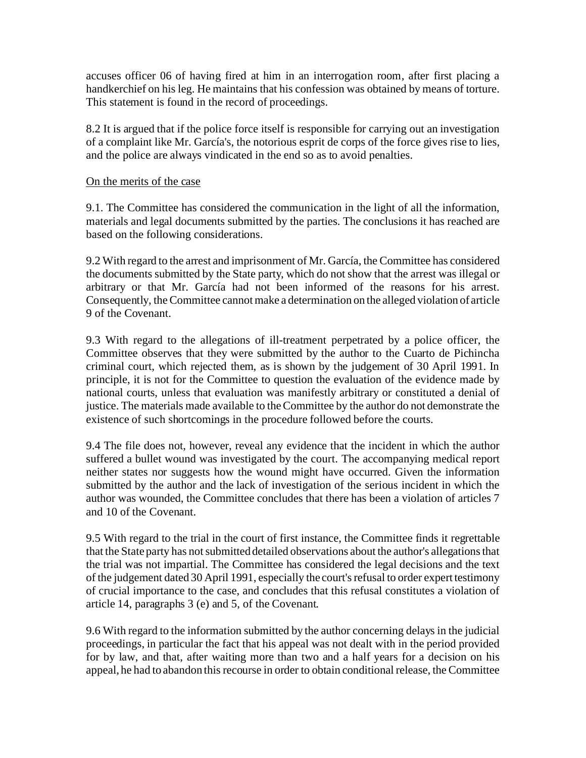accuses officer 06 of having fired at him in an interrogation room, after first placing a handkerchief on his leg. He maintains that his confession was obtained by means of torture. This statement is found in the record of proceedings.

8.2 It is argued that if the police force itself is responsible for carrying out an investigation of a complaint like Mr. García's, the notorious esprit de corps of the force gives rise to lies, and the police are always vindicated in the end so as to avoid penalties.

<u>On the merits of the case</u>

9.1. The Committee has considered the communication in the light of all the information, materials and legal documents submitted by the parties. The conclusions it has reached are based on the following considerations.

9.2 With regard to the arrest and imprisonment of Mr. García, the Committee has considered the documents submitted by the State party, which do not show that the arrest was illegal or arbitrary or that Mr. García had not been informed of the reasons for his arrest. Consequently, the Committee cannot make a determination on the alleged violation of article 9 of the Covenant.

9.3 With regard to the allegations of ill-treatment perpetrated by a police officer, the Committee observes that they were submitted by the author to the Cuarto de Pichincha criminal court, which rejected them, as is shown by the judgement of 30 April 1991. In principle, it is not for the Committee to question the evaluation of the evidence made by national courts, unless that evaluation was manifestly arbitrary or constituted a denial of justice. The materials made available to the Committee by the author do not demonstrate the existence of such shortcomings in the procedure followed before the courts.

9.4 The file does not, however, reveal any evidence that the incident in which the author suffered a bullet wound was investigated by the court. The accompanying medical report neither states nor suggests how the wound might have occurred. Given the information submitted by the author and the lack of investigation of the serious incident in which the author was wounded, the Committee concludes that there has been a violation of articles 7 and 10 of the Covenant.

9.5 With regard to the trial in the court of first instance, the Committee finds it regrettable that the State party has not submitted detailed observations about the author's allegations that the trial was not impartial. The Committee has considered the legal decisions and the text of the judgement dated 30 April 1991, especially the court's refusal to order expert testimony of crucial importance to the case, and concludes that this refusal constitutes a violation of article 14, paragraphs 3 (e) and 5, of the Covenant.

9.6 With regard to the information submitted by the author concerning delays in the judicial proceedings, in particular the fact that his appeal was not dealt with in the period provided for by law, and that, after waiting more than two and a half years for a decision on his appeal, he had to abandon this recourse in order to obtain conditional release, the Committee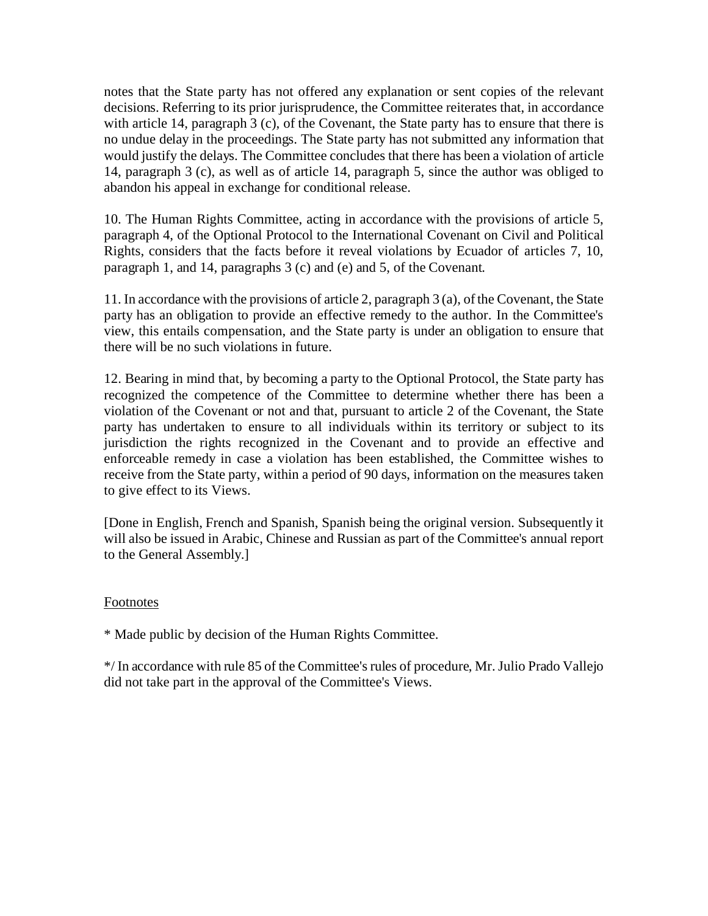notes that the State party has not offered any explanation or sent copies of the relevant decisions. Referring to its prior jurisprudence, the Committee reiterates that, in accordance with article 14, paragraph 3 (c), of the Covenant, the State party has to ensure that there is no undue delay in the proceedings. The State party has not submitted any information that would justify the delays. The Committee concludes that there has been a violation of article 14, paragraph 3 (c), as well as of article 14, paragraph 5, since the author was obliged to abandon his appeal in exchange for conditional release.

10. The Human Rights Committee, acting in accordance with the provisions of article 5, paragraph 4, of the Optional Protocol to the International Covenant on Civil and Political Rights, considers that the facts before it reveal violations by Ecuador of articles 7, 10, paragraph 1, and 14, paragraphs 3 (c) and (e) and 5, of the Covenant.

11. In accordance with the provisions of article 2, paragraph 3 (a), of the Covenant, the State party has an obligation to provide an effective remedy to the author. In the Committee's view, this entails compensation, and the State party is under an obligation to ensure that there will be no such violations in future.

12. Bearing in mind that, by becoming a party to the Optional Protocol, the State party has recognized the competence of the Committee to determine whether there has been a violation of the Covenant or not and that, pursuant to article 2 of the Covenant, the State party has undertaken to ensure to all individuals within its territory or subject to its jurisdiction the rights recognized in the Covenant and to provide an effective and enforceable remedy in case a violation has been established, the Committee wishes to receive from the State party, within a period of 90 days, information on the measures taken to give effect to its Views.

[Done in English, French and Spanish, Spanish being the original version. Subsequently it will also be issued in Arabic, Chinese and Russian as part of the Committee's annual report to the General Assembly.]

Footnotes

* Made public by decision of the Human Rights Committee.

*/ In accordance with rule 85 of the Committee's rules of procedure, Mr. Julio Prado Vallejo did not take part in the approval of the Committee's Views.